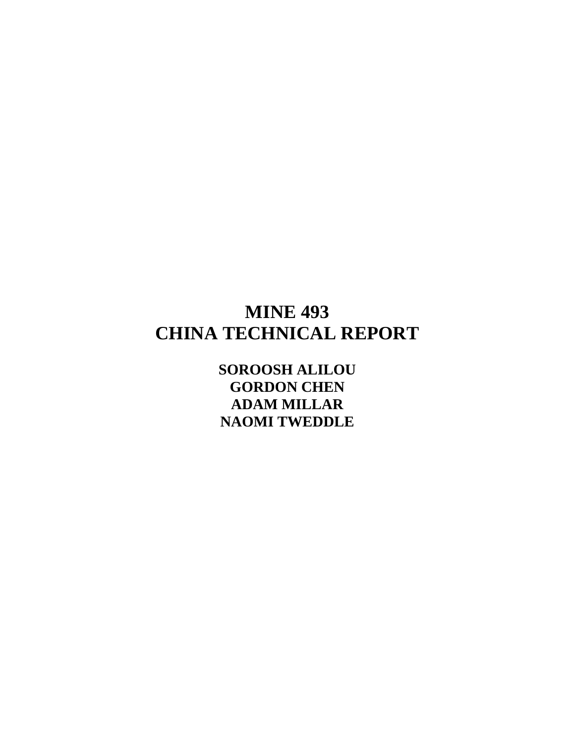# MINE 493
# CHINA TECHNICAL REPORT

**SOROOSH ALILOU**
**GORDON CHEN**
**ADAM MILLAR**
**NAOMI TWEDDLE**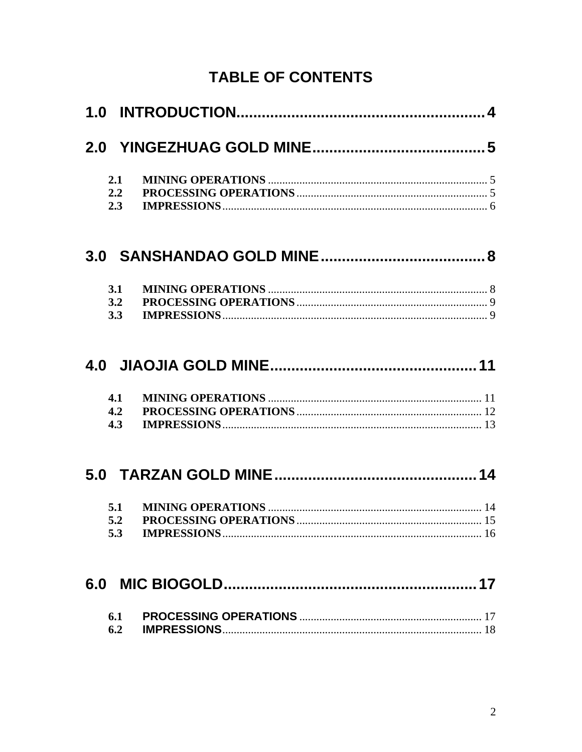# TABLE OF CONTENTS

**1.0 INTRODUCTION.......................................................... 4**

**2.0 YINGEZHUAG GOLD MINE........................................ 5**

- **2.1 MINING OPERATIONS** ........................................................................... 5
- **2.2 PROCESSING OPERATIONS** ................................................................. 5
- **2.3 IMPRESSIONS** ........................................................................................ 6

**3.0 SANSHANDAO GOLD MINE....................................... 8**

- **3.1 MINING OPERATIONS** ........................................................................... 8
- **3.2 PROCESSING OPERATIONS** ................................................................. 9
- **3.3 IMPRESSIONS** ........................................................................................ 9

**4.0 JIAOJIA GOLD MINE................................................. 11**

- **4.1 MINING OPERATIONS** ......................................................................... 11
- **4.2 PROCESSING OPERATIONS** ............................................................... 12
- **4.3 IMPRESSIONS** ...................................................................................... 13

**5.0 TARZAN GOLD MINE................................................ 14**

- **5.1 MINING OPERATIONS** ......................................................................... 14
- **5.2 PROCESSING OPERATIONS** ............................................................... 15
- **5.3 IMPRESSIONS** ...................................................................................... 16

**6.0 MIC BIOGOLD........................................................... 17**

- **6.1 PROCESSING OPERATIONS** ............................................................... 17
- **6.2 IMPRESSIONS** ...................................................................................... 18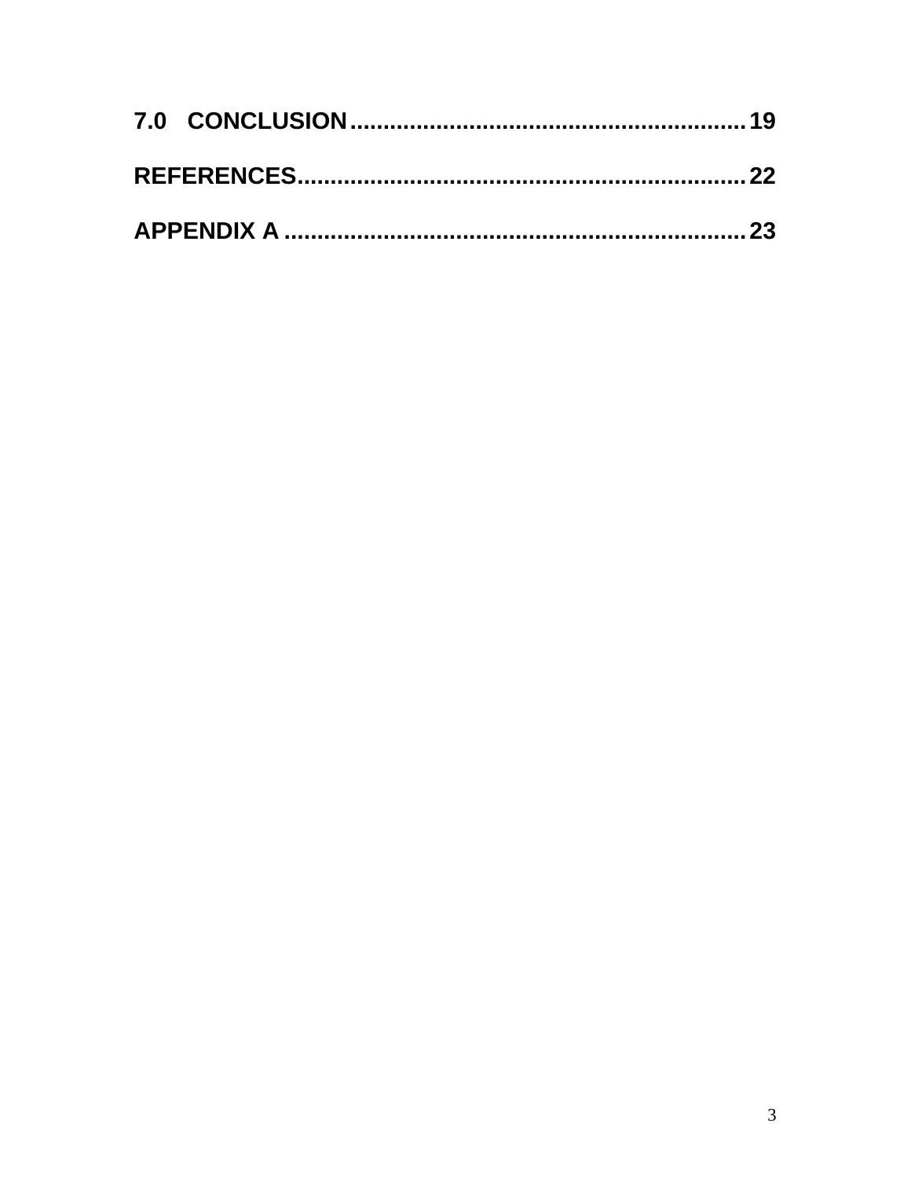**7.0 CONCLUSION ........................................................ 19**

**REFERENCES................................................................ 22**

**APPENDIX A ................................................................. 23**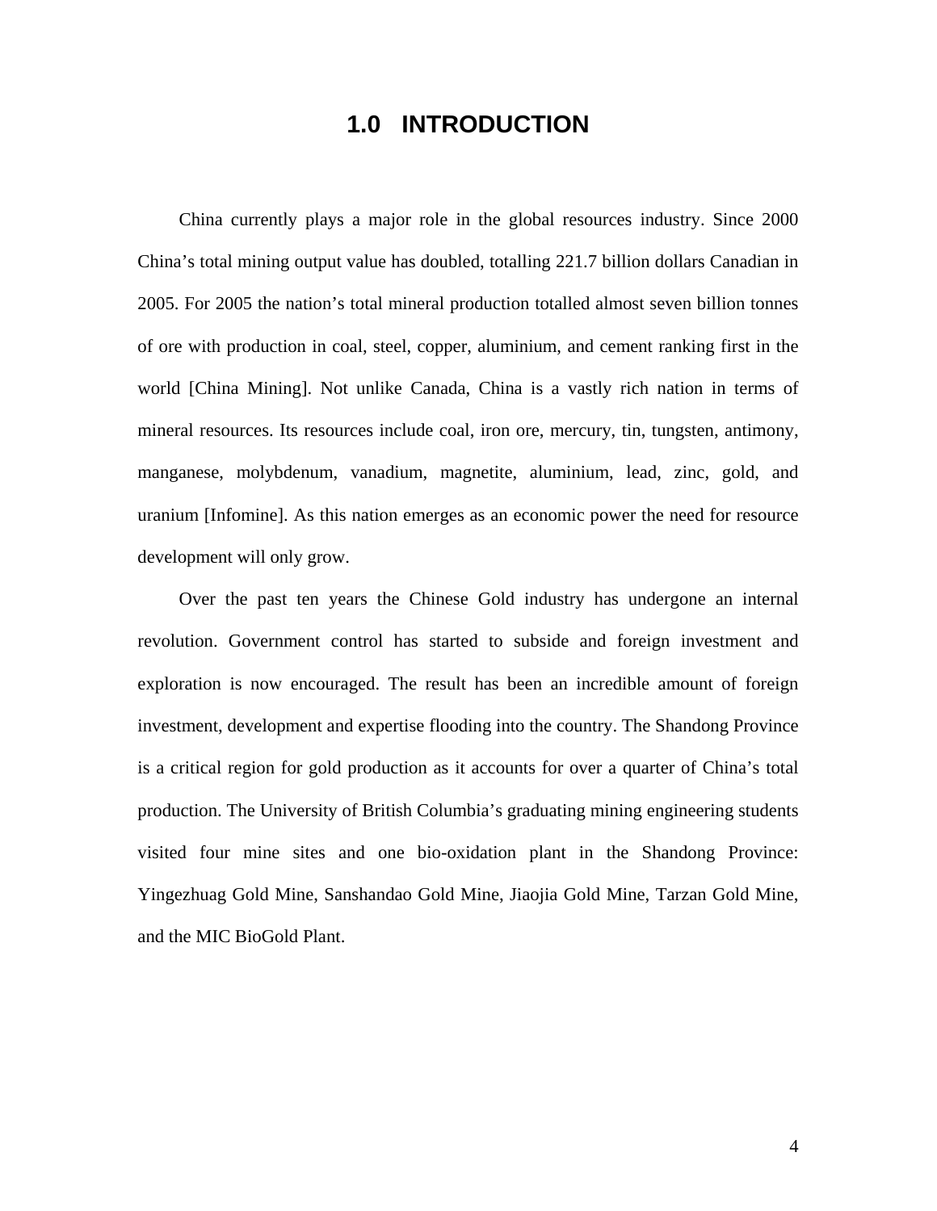# 1.0 INTRODUCTION

China currently plays a major role in the global resources industry. Since 2000 China's total mining output value has doubled, totalling 221.7 billion dollars Canadian in 2005. For 2005 the nation's total mineral production totalled almost seven billion tonnes of ore with production in coal, steel, copper, aluminium, and cement ranking first in the world [China Mining]. Not unlike Canada, China is a vastly rich nation in terms of mineral resources. Its resources include coal, iron ore, mercury, tin, tungsten, antimony, manganese, molybdenum, vanadium, magnetite, aluminium, lead, zinc, gold, and uranium [Infomine]. As this nation emerges as an economic power the need for resource development will only grow.

Over the past ten years the Chinese Gold industry has undergone an internal revolution. Government control has started to subside and foreign investment and exploration is now encouraged. The result has been an incredible amount of foreign investment, development and expertise flooding into the country. The Shandong Province is a critical region for gold production as it accounts for over a quarter of China's total production. The University of British Columbia's graduating mining engineering students visited four mine sites and one bio-oxidation plant in the Shandong Province: Yingezhuag Gold Mine, Sanshandao Gold Mine, Jiaojia Gold Mine, Tarzan Gold Mine, and the MIC BioGold Plant.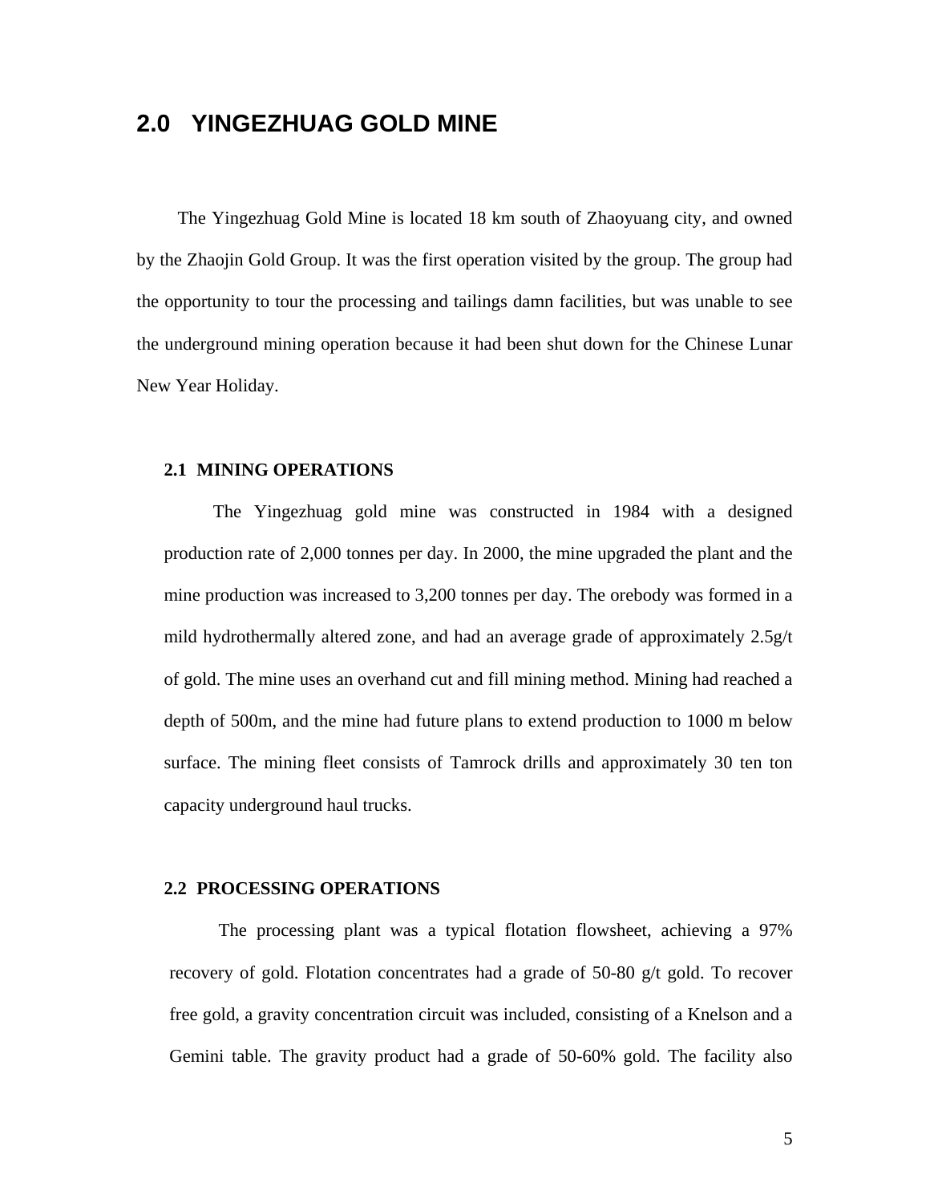## 2.0 YINGEZHUAG GOLD MINE

The Yingezhuag Gold Mine is located 18 km south of Zhaoyuang city, and owned by the Zhaojin Gold Group. It was the first operation visited by the group. The group had the opportunity to tour the processing and tailings damn facilities, but was unable to see the underground mining operation because it had been shut down for the Chinese Lunar New Year Holiday.

### 2.1 MINING OPERATIONS

The Yingezhuag gold mine was constructed in 1984 with a designed production rate of 2,000 tonnes per day. In 2000, the mine upgraded the plant and the mine production was increased to 3,200 tonnes per day. The orebody was formed in a mild hydrothermally altered zone, and had an average grade of approximately 2.5g/t of gold. The mine uses an overhand cut and fill mining method. Mining had reached a depth of 500m, and the mine had future plans to extend production to 1000 m below surface. The mining fleet consists of Tamrock drills and approximately 30 ten ton capacity underground haul trucks.

### 2.2 PROCESSING OPERATIONS

The processing plant was a typical flotation flowsheet, achieving a 97% recovery of gold. Flotation concentrates had a grade of 50-80 g/t gold. To recover free gold, a gravity concentration circuit was included, consisting of a Knelson and a Gemini table. The gravity product had a grade of 50-60% gold. The facility also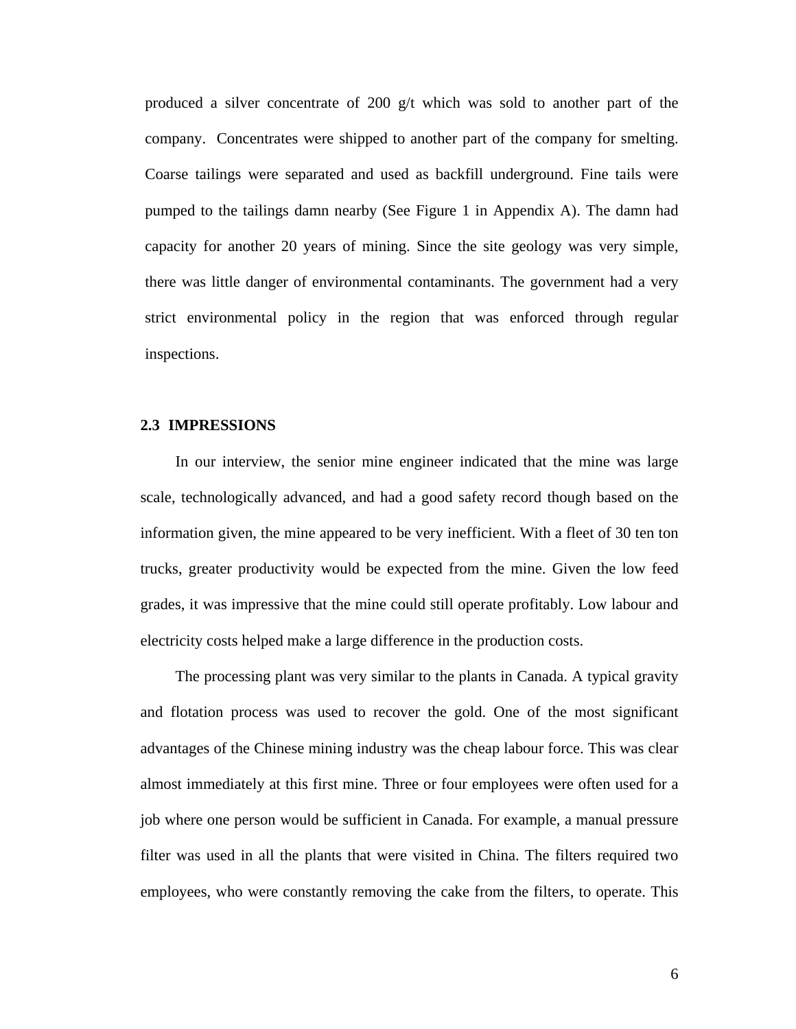produced a silver concentrate of 200 g/t which was sold to another part of the company. Concentrates were shipped to another part of the company for smelting. Coarse tailings were separated and used as backfill underground. Fine tails were pumped to the tailings damn nearby (See Figure 1 in Appendix A). The damn had capacity for another 20 years of mining. Since the site geology was very simple, there was little danger of environmental contaminants. The government had a very strict environmental policy in the region that was enforced through regular inspections.

### 2.3 IMPRESSIONS

In our interview, the senior mine engineer indicated that the mine was large scale, technologically advanced, and had a good safety record though based on the information given, the mine appeared to be very inefficient. With a fleet of 30 ten ton trucks, greater productivity would be expected from the mine. Given the low feed grades, it was impressive that the mine could still operate profitably. Low labour and electricity costs helped make a large difference in the production costs.

The processing plant was very similar to the plants in Canada. A typical gravity and flotation process was used to recover the gold. One of the most significant advantages of the Chinese mining industry was the cheap labour force. This was clear almost immediately at this first mine. Three or four employees were often used for a job where one person would be sufficient in Canada. For example, a manual pressure filter was used in all the plants that were visited in China. The filters required two employees, who were constantly removing the cake from the filters, to operate. This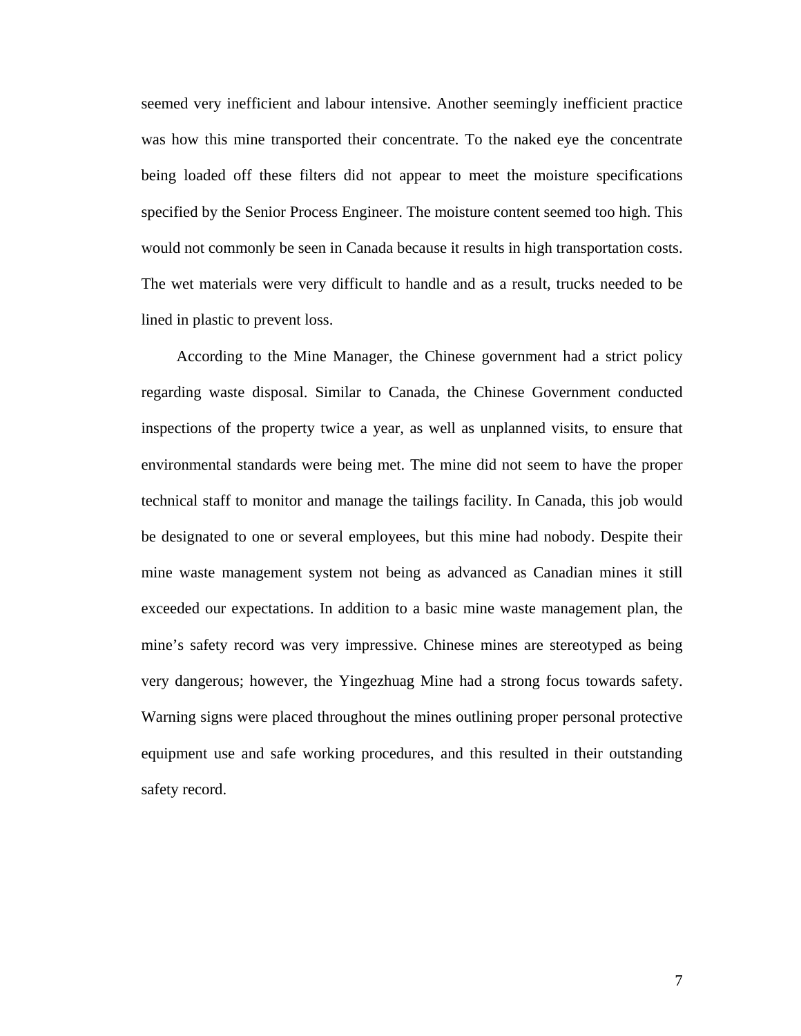seemed very inefficient and labour intensive. Another seemingly inefficient practice was how this mine transported their concentrate. To the naked eye the concentrate being loaded off these filters did not appear to meet the moisture specifications specified by the Senior Process Engineer. The moisture content seemed too high. This would not commonly be seen in Canada because it results in high transportation costs. The wet materials were very difficult to handle and as a result, trucks needed to be lined in plastic to prevent loss.

According to the Mine Manager, the Chinese government had a strict policy regarding waste disposal. Similar to Canada, the Chinese Government conducted inspections of the property twice a year, as well as unplanned visits, to ensure that environmental standards were being met. The mine did not seem to have the proper technical staff to monitor and manage the tailings facility. In Canada, this job would be designated to one or several employees, but this mine had nobody. Despite their mine waste management system not being as advanced as Canadian mines it still exceeded our expectations. In addition to a basic mine waste management plan, the mine's safety record was very impressive. Chinese mines are stereotyped as being very dangerous; however, the Yingezhuag Mine had a strong focus towards safety. Warning signs were placed throughout the mines outlining proper personal protective equipment use and safe working procedures, and this resulted in their outstanding safety record.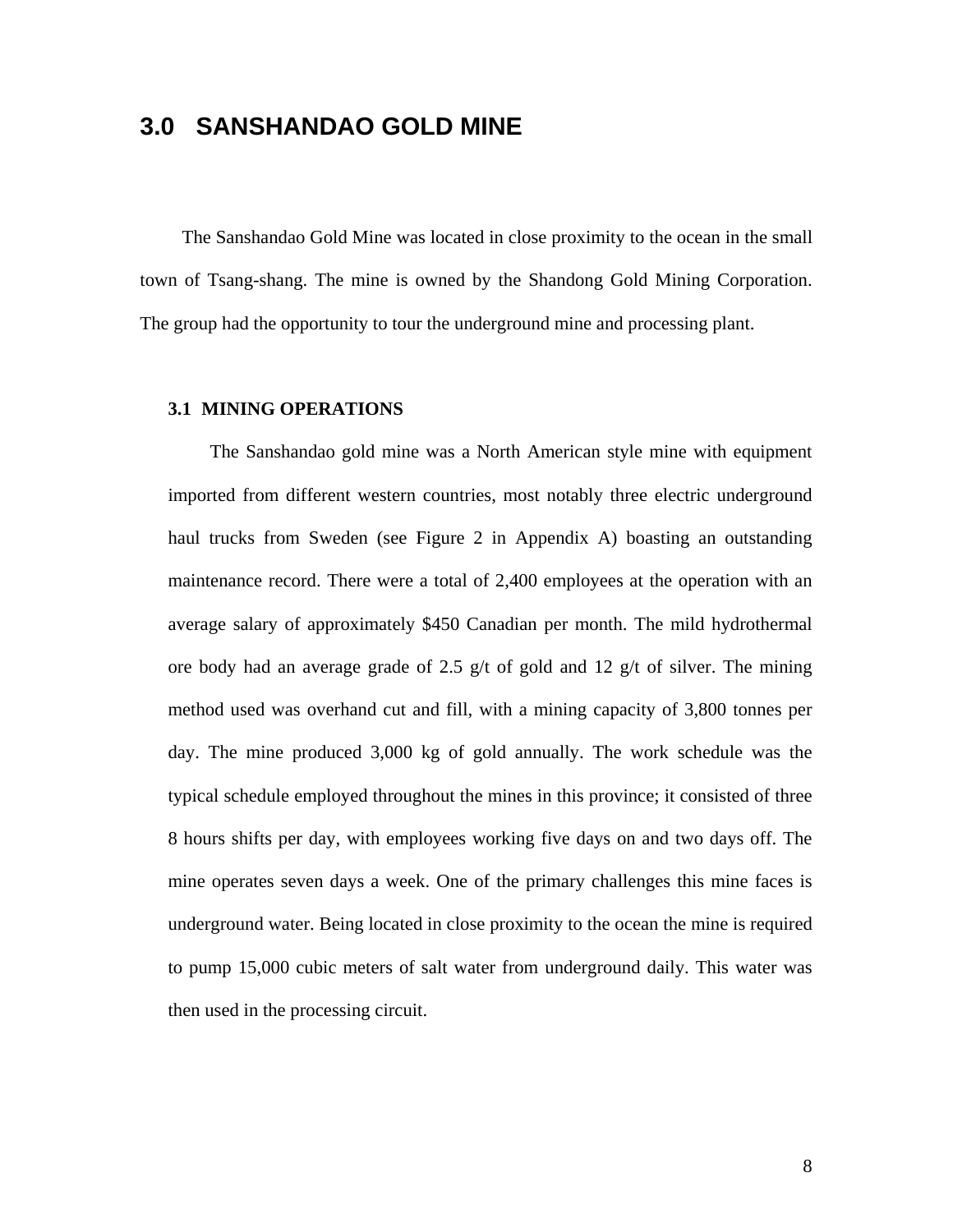# 3.0 SANSHANDAO GOLD MINE

The Sanshandao Gold Mine was located in close proximity to the ocean in the small town of Tsang-shang. The mine is owned by the Shandong Gold Mining Corporation. The group had the opportunity to tour the underground mine and processing plant.

## 3.1 MINING OPERATIONS

The Sanshandao gold mine was a North American style mine with equipment imported from different western countries, most notably three electric underground haul trucks from Sweden (see Figure 2 in Appendix A) boasting an outstanding maintenance record. There were a total of 2,400 employees at the operation with an average salary of approximately $450 Canadian per month. The mild hydrothermal ore body had an average grade of 2.5 g/t of gold and 12 g/t of silver. The mining method used was overhand cut and fill, with a mining capacity of 3,800 tonnes per day. The mine produced 3,000 kg of gold annually. The work schedule was the typical schedule employed throughout the mines in this province; it consisted of three 8 hours shifts per day, with employees working five days on and two days off. The mine operates seven days a week. One of the primary challenges this mine faces is underground water. Being located in close proximity to the ocean the mine is required to pump 15,000 cubic meters of salt water from underground daily. This water was then used in the processing circuit.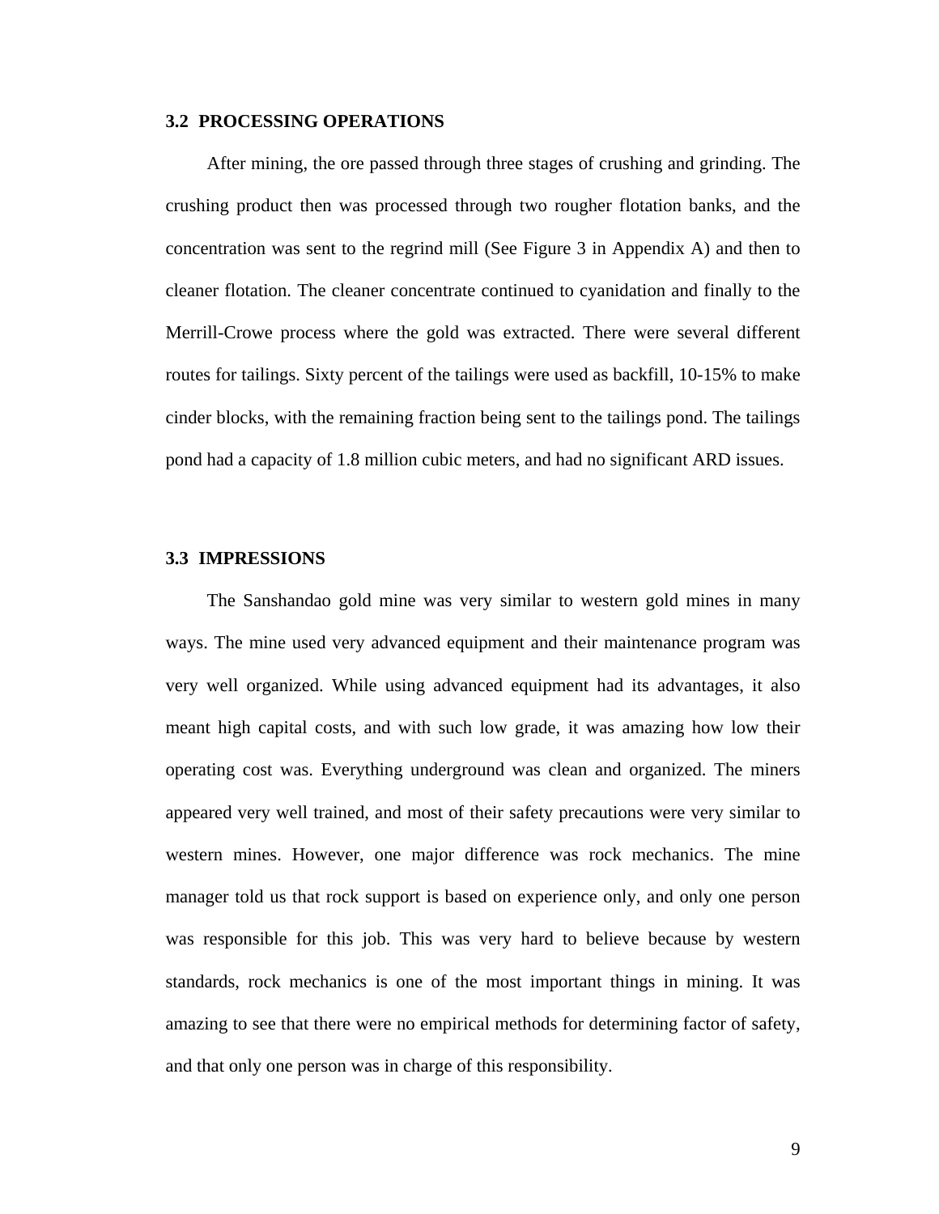### 3.2 PROCESSING OPERATIONS

After mining, the ore passed through three stages of crushing and grinding. The crushing product then was processed through two rougher flotation banks, and the concentration was sent to the regrind mill (See Figure 3 in Appendix A) and then to cleaner flotation. The cleaner concentrate continued to cyanidation and finally to the Merrill-Crowe process where the gold was extracted. There were several different routes for tailings. Sixty percent of the tailings were used as backfill, 10-15% to make cinder blocks, with the remaining fraction being sent to the tailings pond. The tailings pond had a capacity of 1.8 million cubic meters, and had no significant ARD issues.

### 3.3 IMPRESSIONS

The Sanshandao gold mine was very similar to western gold mines in many ways. The mine used very advanced equipment and their maintenance program was very well organized. While using advanced equipment had its advantages, it also meant high capital costs, and with such low grade, it was amazing how low their operating cost was. Everything underground was clean and organized. The miners appeared very well trained, and most of their safety precautions were very similar to western mines. However, one major difference was rock mechanics. The mine manager told us that rock support is based on experience only, and only one person was responsible for this job. This was very hard to believe because by western standards, rock mechanics is one of the most important things in mining. It was amazing to see that there were no empirical methods for determining factor of safety, and that only one person was in charge of this responsibility.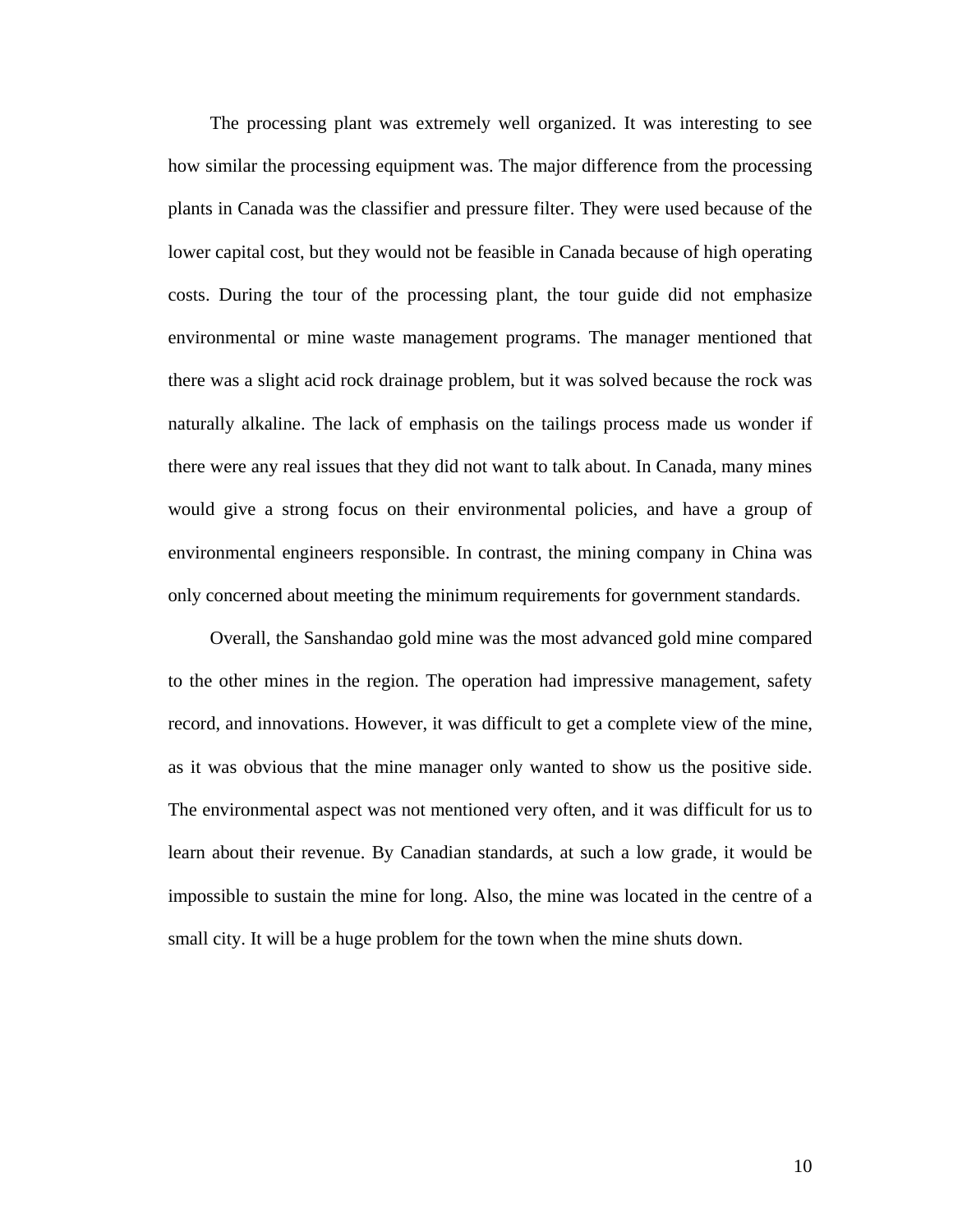The processing plant was extremely well organized. It was interesting to see how similar the processing equipment was. The major difference from the processing plants in Canada was the classifier and pressure filter. They were used because of the lower capital cost, but they would not be feasible in Canada because of high operating costs. During the tour of the processing plant, the tour guide did not emphasize environmental or mine waste management programs. The manager mentioned that there was a slight acid rock drainage problem, but it was solved because the rock was naturally alkaline. The lack of emphasis on the tailings process made us wonder if there were any real issues that they did not want to talk about. In Canada, many mines would give a strong focus on their environmental policies, and have a group of environmental engineers responsible. In contrast, the mining company in China was only concerned about meeting the minimum requirements for government standards.

Overall, the Sanshandao gold mine was the most advanced gold mine compared to the other mines in the region. The operation had impressive management, safety record, and innovations. However, it was difficult to get a complete view of the mine, as it was obvious that the mine manager only wanted to show us the positive side. The environmental aspect was not mentioned very often, and it was difficult for us to learn about their revenue. By Canadian standards, at such a low grade, it would be impossible to sustain the mine for long. Also, the mine was located in the centre of a small city. It will be a huge problem for the town when the mine shuts down.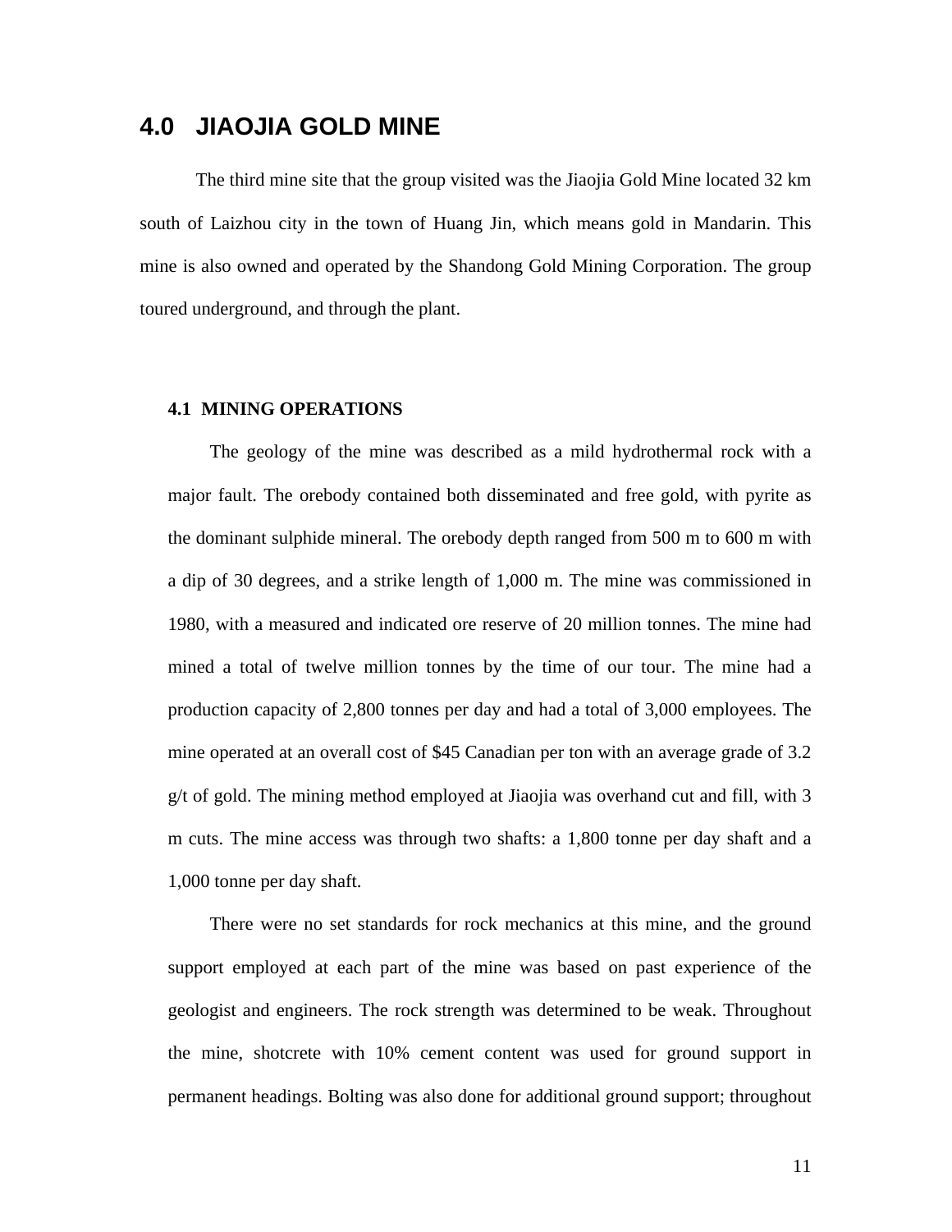# 4.0 JIAOJIA GOLD MINE

The third mine site that the group visited was the Jiaojia Gold Mine located 32 km south of Laizhou city in the town of Huang Jin, which means gold in Mandarin. This mine is also owned and operated by the Shandong Gold Mining Corporation. The group toured underground, and through the plant.

## 4.1 MINING OPERATIONS

The geology of the mine was described as a mild hydrothermal rock with a major fault. The orebody contained both disseminated and free gold, with pyrite as the dominant sulphide mineral. The orebody depth ranged from 500 m to 600 m with a dip of 30 degrees, and a strike length of 1,000 m. The mine was commissioned in 1980, with a measured and indicated ore reserve of 20 million tonnes. The mine had mined a total of twelve million tonnes by the time of our tour. The mine had a production capacity of 2,800 tonnes per day and had a total of 3,000 employees. The mine operated at an overall cost of $45 Canadian per ton with an average grade of 3.2 g/t of gold. The mining method employed at Jiaojia was overhand cut and fill, with 3 m cuts. The mine access was through two shafts: a 1,800 tonne per day shaft and a 1,000 tonne per day shaft.

There were no set standards for rock mechanics at this mine, and the ground support employed at each part of the mine was based on past experience of the geologist and engineers. The rock strength was determined to be weak. Throughout the mine, shotcrete with 10% cement content was used for ground support in permanent headings. Bolting was also done for additional ground support; throughout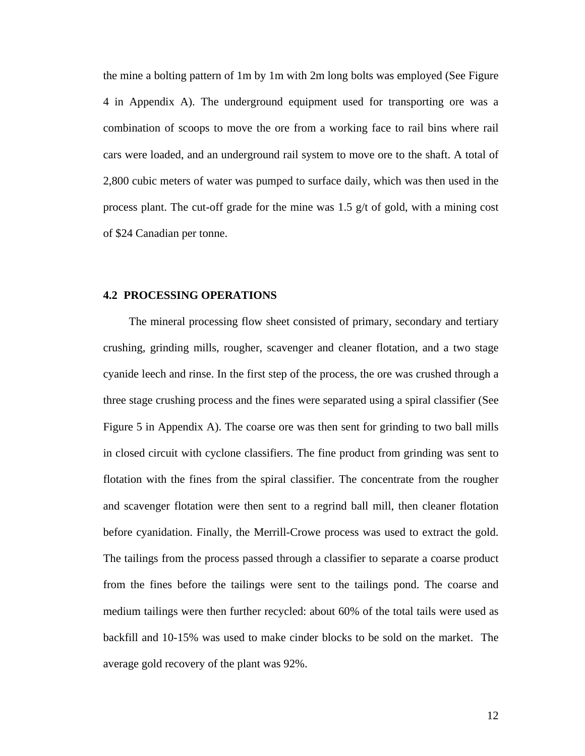the mine a bolting pattern of 1m by 1m with 2m long bolts was employed (See Figure 4 in Appendix A). The underground equipment used for transporting ore was a combination of scoops to move the ore from a working face to rail bins where rail cars were loaded, and an underground rail system to move ore to the shaft. A total of 2,800 cubic meters of water was pumped to surface daily, which was then used in the process plant. The cut-off grade for the mine was 1.5 g/t of gold, with a mining cost of $24 Canadian per tonne.

### 4.2 PROCESSING OPERATIONS

The mineral processing flow sheet consisted of primary, secondary and tertiary crushing, grinding mills, rougher, scavenger and cleaner flotation, and a two stage cyanide leech and rinse. In the first step of the process, the ore was crushed through a three stage crushing process and the fines were separated using a spiral classifier (See Figure 5 in Appendix A). The coarse ore was then sent for grinding to two ball mills in closed circuit with cyclone classifiers. The fine product from grinding was sent to flotation with the fines from the spiral classifier. The concentrate from the rougher and scavenger flotation were then sent to a regrind ball mill, then cleaner flotation before cyanidation. Finally, the Merrill-Crowe process was used to extract the gold. The tailings from the process passed through a classifier to separate a coarse product from the fines before the tailings were sent to the tailings pond. The coarse and medium tailings were then further recycled: about 60% of the total tails were used as backfill and 10-15% was used to make cinder blocks to be sold on the market. The average gold recovery of the plant was 92%.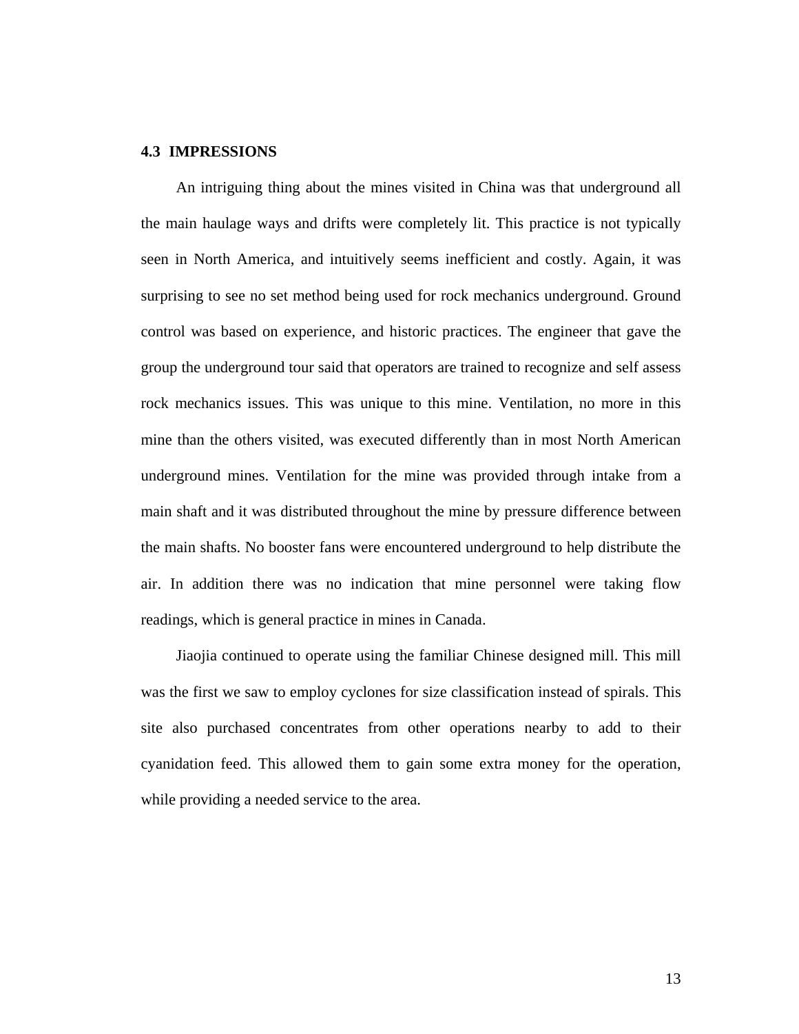### 4.3 IMPRESSIONS

An intriguing thing about the mines visited in China was that underground all the main haulage ways and drifts were completely lit. This practice is not typically seen in North America, and intuitively seems inefficient and costly. Again, it was surprising to see no set method being used for rock mechanics underground. Ground control was based on experience, and historic practices. The engineer that gave the group the underground tour said that operators are trained to recognize and self assess rock mechanics issues. This was unique to this mine. Ventilation, no more in this mine than the others visited, was executed differently than in most North American underground mines. Ventilation for the mine was provided through intake from a main shaft and it was distributed throughout the mine by pressure difference between the main shafts. No booster fans were encountered underground to help distribute the air. In addition there was no indication that mine personnel were taking flow readings, which is general practice in mines in Canada.

Jiaojia continued to operate using the familiar Chinese designed mill. This mill was the first we saw to employ cyclones for size classification instead of spirals. This site also purchased concentrates from other operations nearby to add to their cyanidation feed. This allowed them to gain some extra money for the operation, while providing a needed service to the area.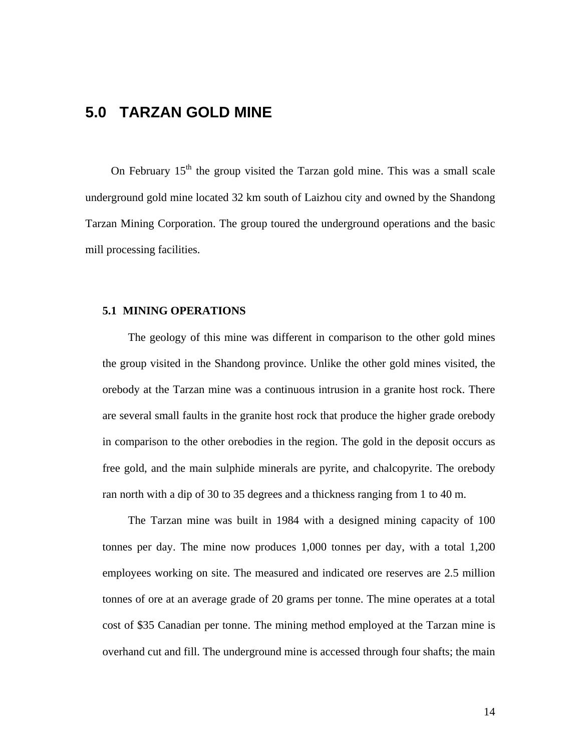# 5.0 TARZAN GOLD MINE

On February 15th the group visited the Tarzan gold mine. This was a small scale underground gold mine located 32 km south of Laizhou city and owned by the Shandong Tarzan Mining Corporation. The group toured the underground operations and the basic mill processing facilities.

## 5.1 MINING OPERATIONS

The geology of this mine was different in comparison to the other gold mines the group visited in the Shandong province. Unlike the other gold mines visited, the orebody at the Tarzan mine was a continuous intrusion in a granite host rock. There are several small faults in the granite host rock that produce the higher grade orebody in comparison to the other orebodies in the region. The gold in the deposit occurs as free gold, and the main sulphide minerals are pyrite, and chalcopyrite. The orebody ran north with a dip of 30 to 35 degrees and a thickness ranging from 1 to 40 m.

The Tarzan mine was built in 1984 with a designed mining capacity of 100 tonnes per day. The mine now produces 1,000 tonnes per day, with a total 1,200 employees working on site. The measured and indicated ore reserves are 2.5 million tonnes of ore at an average grade of 20 grams per tonne. The mine operates at a total cost of $35 Canadian per tonne. The mining method employed at the Tarzan mine is overhand cut and fill. The underground mine is accessed through four shafts; the main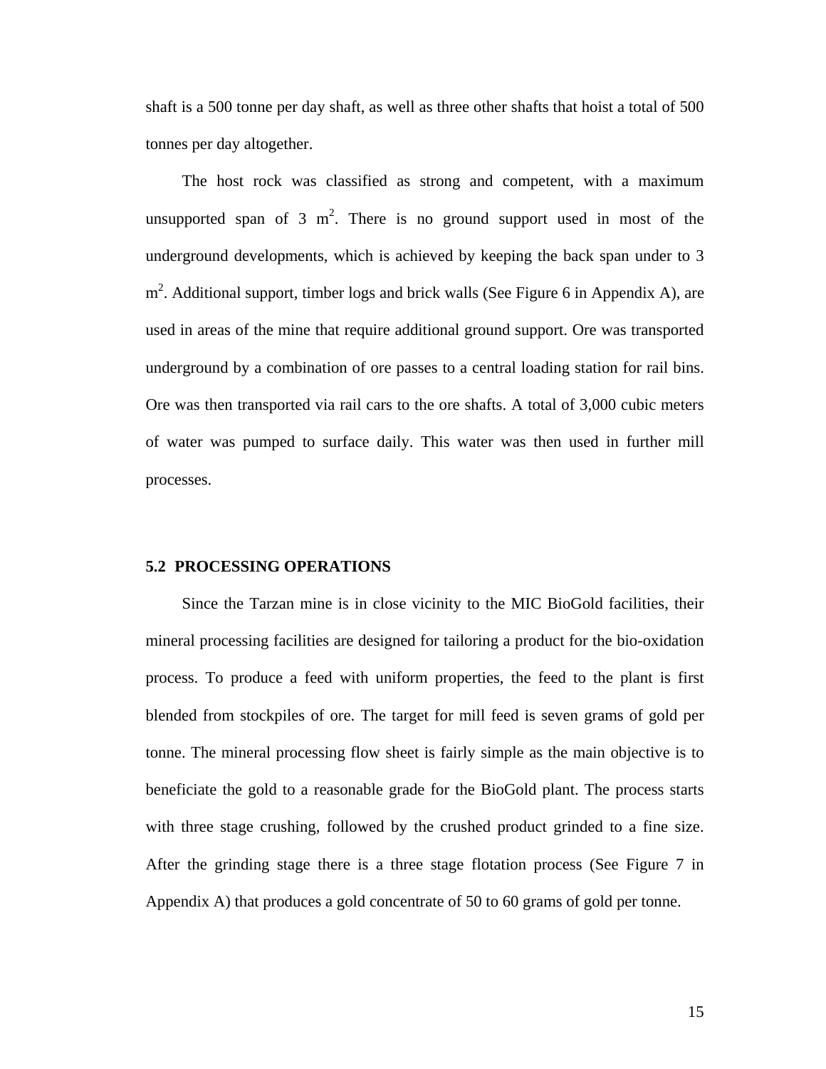shaft is a 500 tonne per day shaft, as well as three other shafts that hoist a total of 500 tonnes per day altogether.

The host rock was classified as strong and competent, with a maximum unsupported span of 3 $m^2$. There is no ground support used in most of the underground developments, which is achieved by keeping the back span under to 3 $m^2$. Additional support, timber logs and brick walls (See Figure 6 in Appendix A), are used in areas of the mine that require additional ground support. Ore was transported underground by a combination of ore passes to a central loading station for rail bins. Ore was then transported via rail cars to the ore shafts. A total of 3,000 cubic meters of water was pumped to surface daily. This water was then used in further mill processes.

### 5.2 PROCESSING OPERATIONS

Since the Tarzan mine is in close vicinity to the MIC BioGold facilities, their mineral processing facilities are designed for tailoring a product for the bio-oxidation process. To produce a feed with uniform properties, the feed to the plant is first blended from stockpiles of ore. The target for mill feed is seven grams of gold per tonne. The mineral processing flow sheet is fairly simple as the main objective is to beneficiate the gold to a reasonable grade for the BioGold plant. The process starts with three stage crushing, followed by the crushed product grinded to a fine size. After the grinding stage there is a three stage flotation process (See Figure 7 in Appendix A) that produces a gold concentrate of 50 to 60 grams of gold per tonne.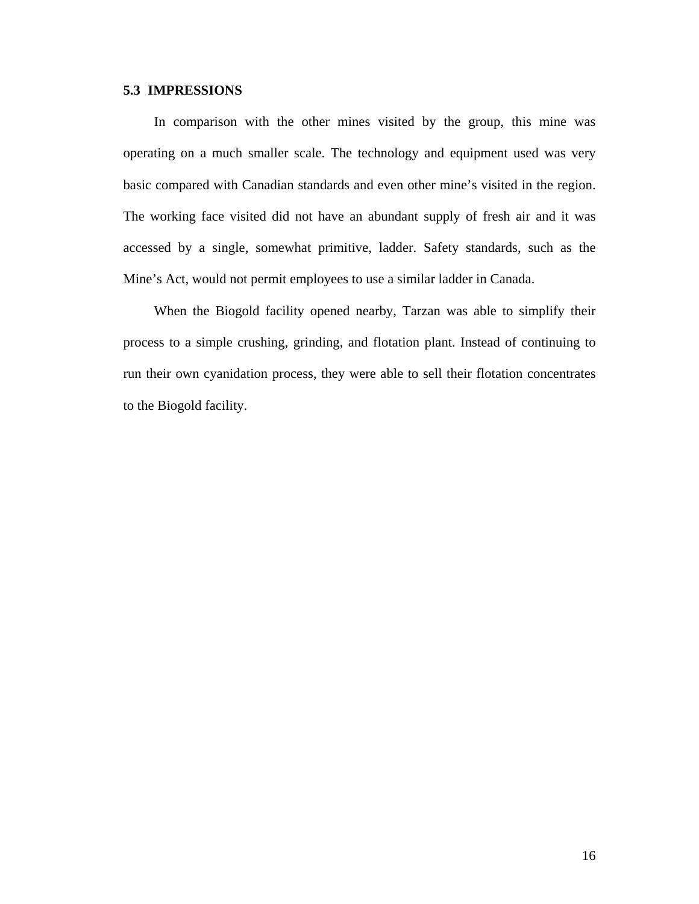### 5.3 IMPRESSIONS

In comparison with the other mines visited by the group, this mine was operating on a much smaller scale. The technology and equipment used was very basic compared with Canadian standards and even other mine's visited in the region. The working face visited did not have an abundant supply of fresh air and it was accessed by a single, somewhat primitive, ladder. Safety standards, such as the Mine's Act, would not permit employees to use a similar ladder in Canada.

When the Biogold facility opened nearby, Tarzan was able to simplify their process to a simple crushing, grinding, and flotation plant. Instead of continuing to run their own cyanidation process, they were able to sell their flotation concentrates to the Biogold facility.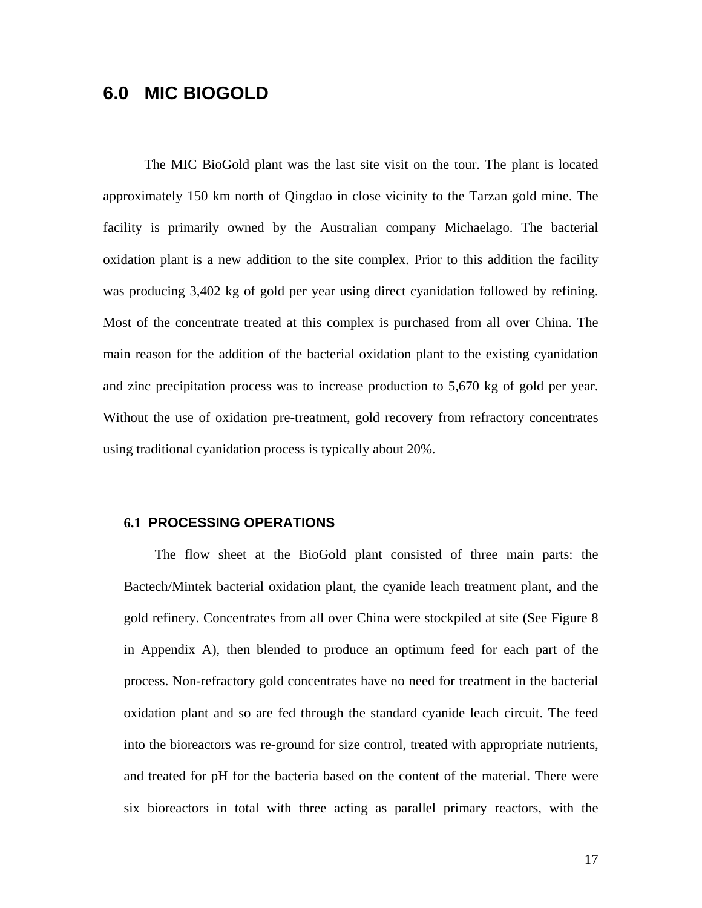# 6.0 MIC BIOGOLD

The MIC BioGold plant was the last site visit on the tour. The plant is located approximately 150 km north of Qingdao in close vicinity to the Tarzan gold mine. The facility is primarily owned by the Australian company Michaelago. The bacterial oxidation plant is a new addition to the site complex. Prior to this addition the facility was producing 3,402 kg of gold per year using direct cyanidation followed by refining. Most of the concentrate treated at this complex is purchased from all over China. The main reason for the addition of the bacterial oxidation plant to the existing cyanidation and zinc precipitation process was to increase production to 5,670 kg of gold per year. Without the use of oxidation pre-treatment, gold recovery from refractory concentrates using traditional cyanidation process is typically about 20%.

## 6.1 PROCESSING OPERATIONS

The flow sheet at the BioGold plant consisted of three main parts: the Bactech/Mintek bacterial oxidation plant, the cyanide leach treatment plant, and the gold refinery. Concentrates from all over China were stockpiled at site (See Figure 8 in Appendix A), then blended to produce an optimum feed for each part of the process. Non-refractory gold concentrates have no need for treatment in the bacterial oxidation plant and so are fed through the standard cyanide leach circuit. The feed into the bioreactors was re-ground for size control, treated with appropriate nutrients, and treated for pH for the bacteria based on the content of the material. There were six bioreactors in total with three acting as parallel primary reactors, with the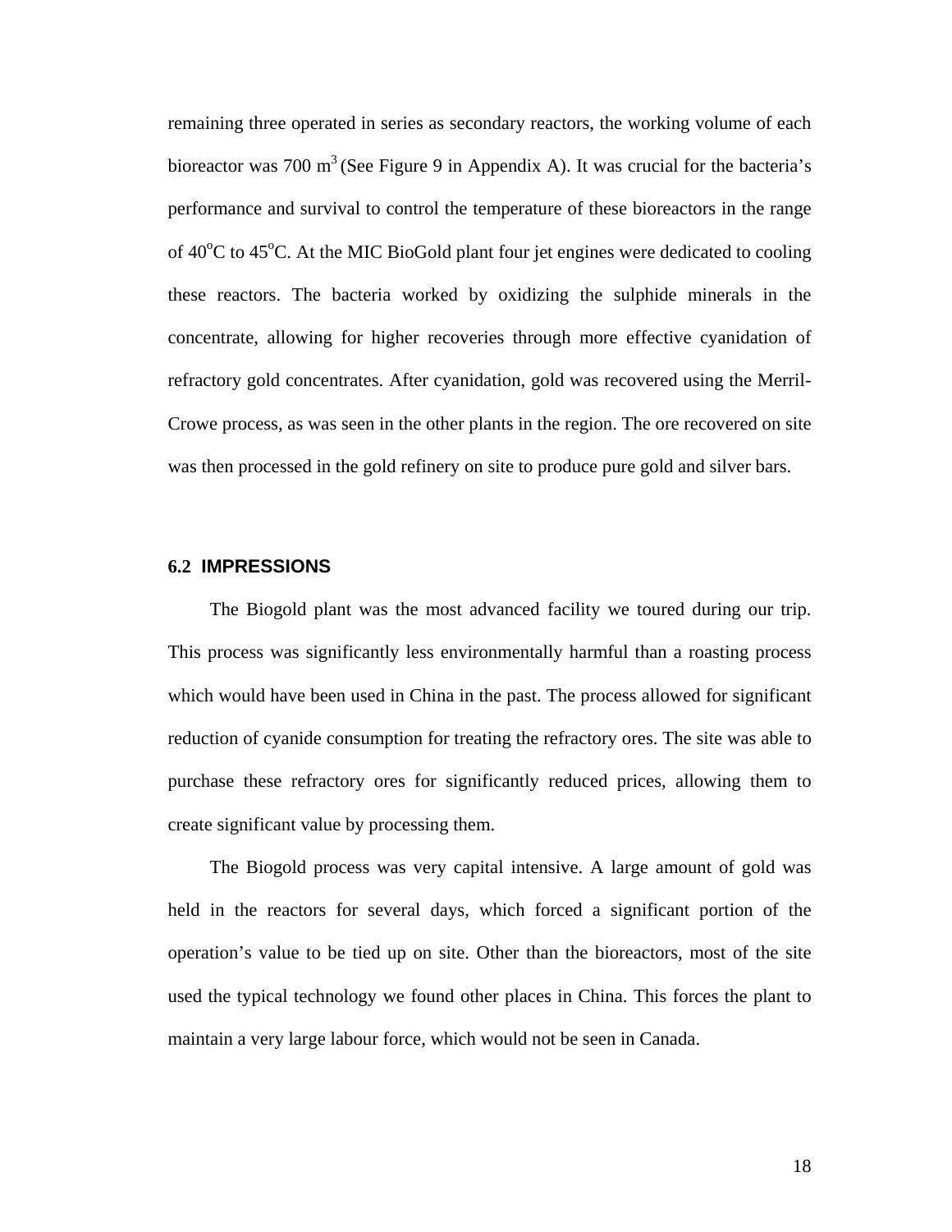remaining three operated in series as secondary reactors, the working volume of each bioreactor was 700 $m^3$ (See Figure 9 in Appendix A). It was crucial for the bacteria's performance and survival to control the temperature of these bioreactors in the range of $40^oC$ to $45^oC$. At the MIC BioGold plant four jet engines were dedicated to cooling these reactors. The bacteria worked by oxidizing the sulphide minerals in the concentrate, allowing for higher recoveries through more effective cyanidation of refractory gold concentrates. After cyanidation, gold was recovered using the Merril-Crowe process, as was seen in the other plants in the region. The ore recovered on site was then processed in the gold refinery on site to produce pure gold and silver bars.

### 6.2 IMPRESSIONS

The Biogold plant was the most advanced facility we toured during our trip. This process was significantly less environmentally harmful than a roasting process which would have been used in China in the past. The process allowed for significant reduction of cyanide consumption for treating the refractory ores. The site was able to purchase these refractory ores for significantly reduced prices, allowing them to create significant value by processing them.

The Biogold process was very capital intensive. A large amount of gold was held in the reactors for several days, which forced a significant portion of the operation's value to be tied up on site. Other than the bioreactors, most of the site used the typical technology we found other places in China. This forces the plant to maintain a very large labour force, which would not be seen in Canada.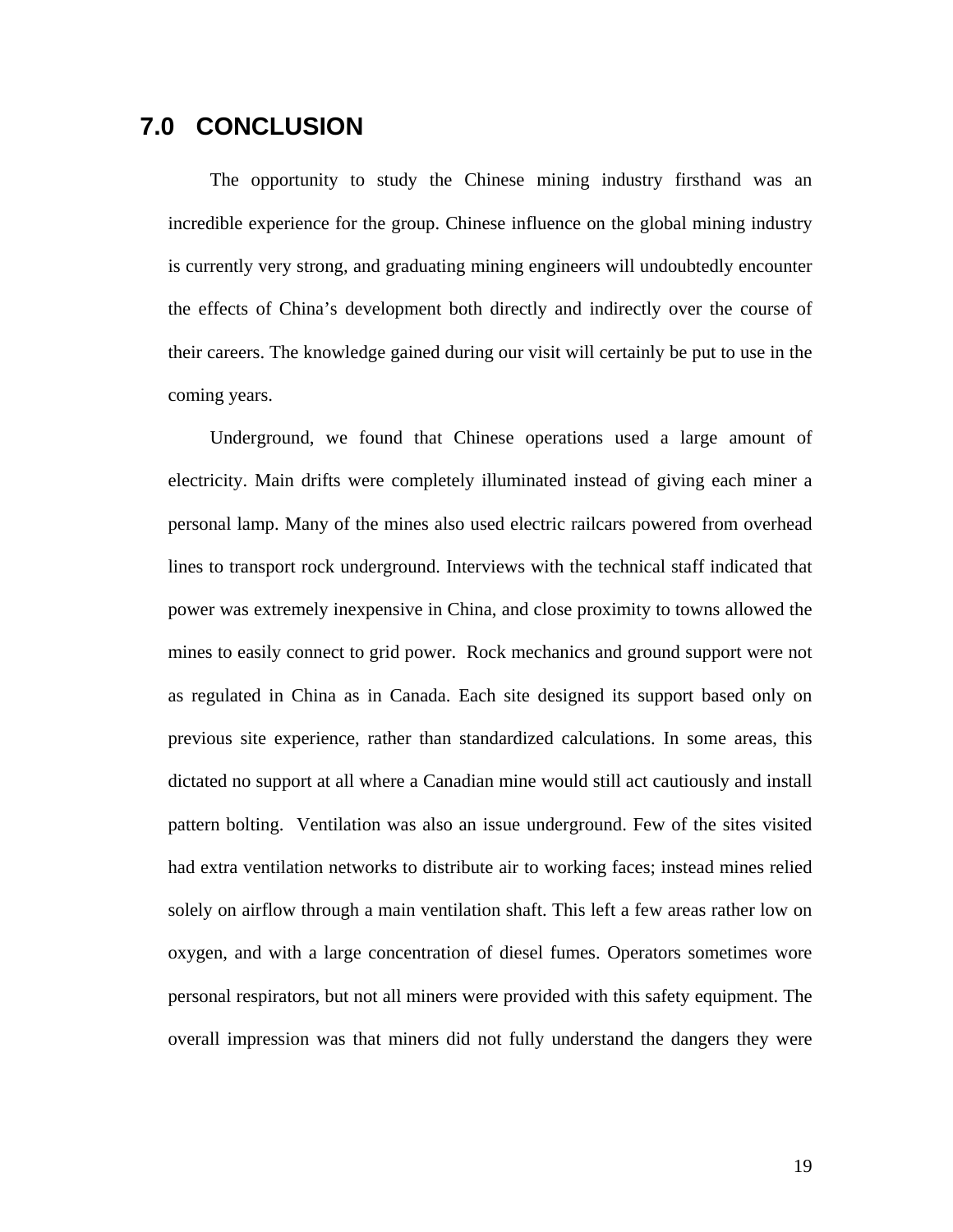# 7.0 CONCLUSION

The opportunity to study the Chinese mining industry firsthand was an incredible experience for the group. Chinese influence on the global mining industry is currently very strong, and graduating mining engineers will undoubtedly encounter the effects of China's development both directly and indirectly over the course of their careers. The knowledge gained during our visit will certainly be put to use in the coming years.

Underground, we found that Chinese operations used a large amount of electricity. Main drifts were completely illuminated instead of giving each miner a personal lamp. Many of the mines also used electric railcars powered from overhead lines to transport rock underground. Interviews with the technical staff indicated that power was extremely inexpensive in China, and close proximity to towns allowed the mines to easily connect to grid power. Rock mechanics and ground support were not as regulated in China as in Canada. Each site designed its support based only on previous site experience, rather than standardized calculations. In some areas, this dictated no support at all where a Canadian mine would still act cautiously and install pattern bolting. Ventilation was also an issue underground. Few of the sites visited had extra ventilation networks to distribute air to working faces; instead mines relied solely on airflow through a main ventilation shaft. This left a few areas rather low on oxygen, and with a large concentration of diesel fumes. Operators sometimes wore personal respirators, but not all miners were provided with this safety equipment. The overall impression was that miners did not fully understand the dangers they were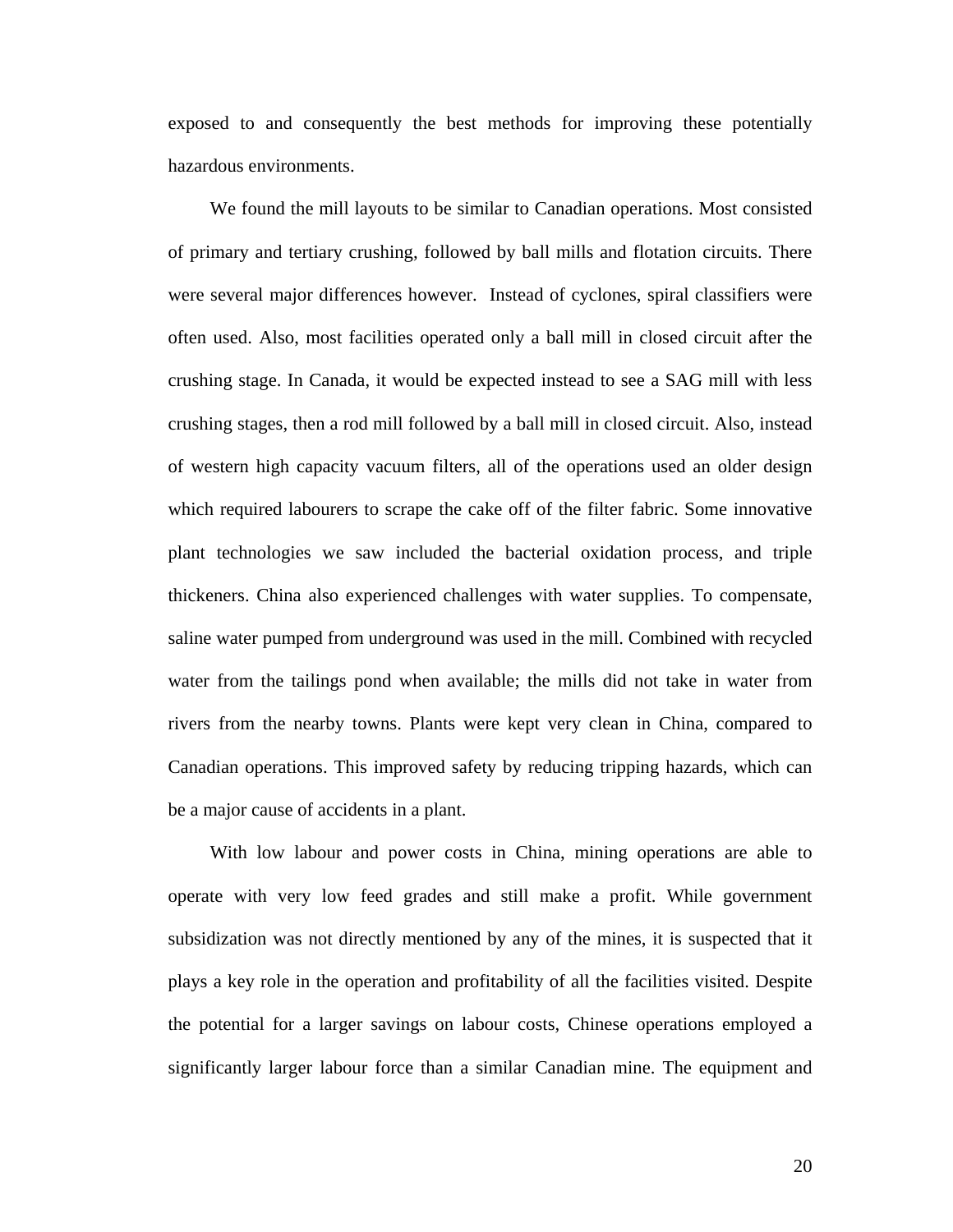exposed to and consequently the best methods for improving these potentially hazardous environments.

We found the mill layouts to be similar to Canadian operations. Most consisted of primary and tertiary crushing, followed by ball mills and flotation circuits. There were several major differences however. Instead of cyclones, spiral classifiers were often used. Also, most facilities operated only a ball mill in closed circuit after the crushing stage. In Canada, it would be expected instead to see a SAG mill with less crushing stages, then a rod mill followed by a ball mill in closed circuit. Also, instead of western high capacity vacuum filters, all of the operations used an older design which required labourers to scrape the cake off of the filter fabric. Some innovative plant technologies we saw included the bacterial oxidation process, and triple thickeners. China also experienced challenges with water supplies. To compensate, saline water pumped from underground was used in the mill. Combined with recycled water from the tailings pond when available; the mills did not take in water from rivers from the nearby towns. Plants were kept very clean in China, compared to Canadian operations. This improved safety by reducing tripping hazards, which can be a major cause of accidents in a plant.

With low labour and power costs in China, mining operations are able to operate with very low feed grades and still make a profit. While government subsidization was not directly mentioned by any of the mines, it is suspected that it plays a key role in the operation and profitability of all the facilities visited. Despite the potential for a larger savings on labour costs, Chinese operations employed a significantly larger labour force than a similar Canadian mine. The equipment and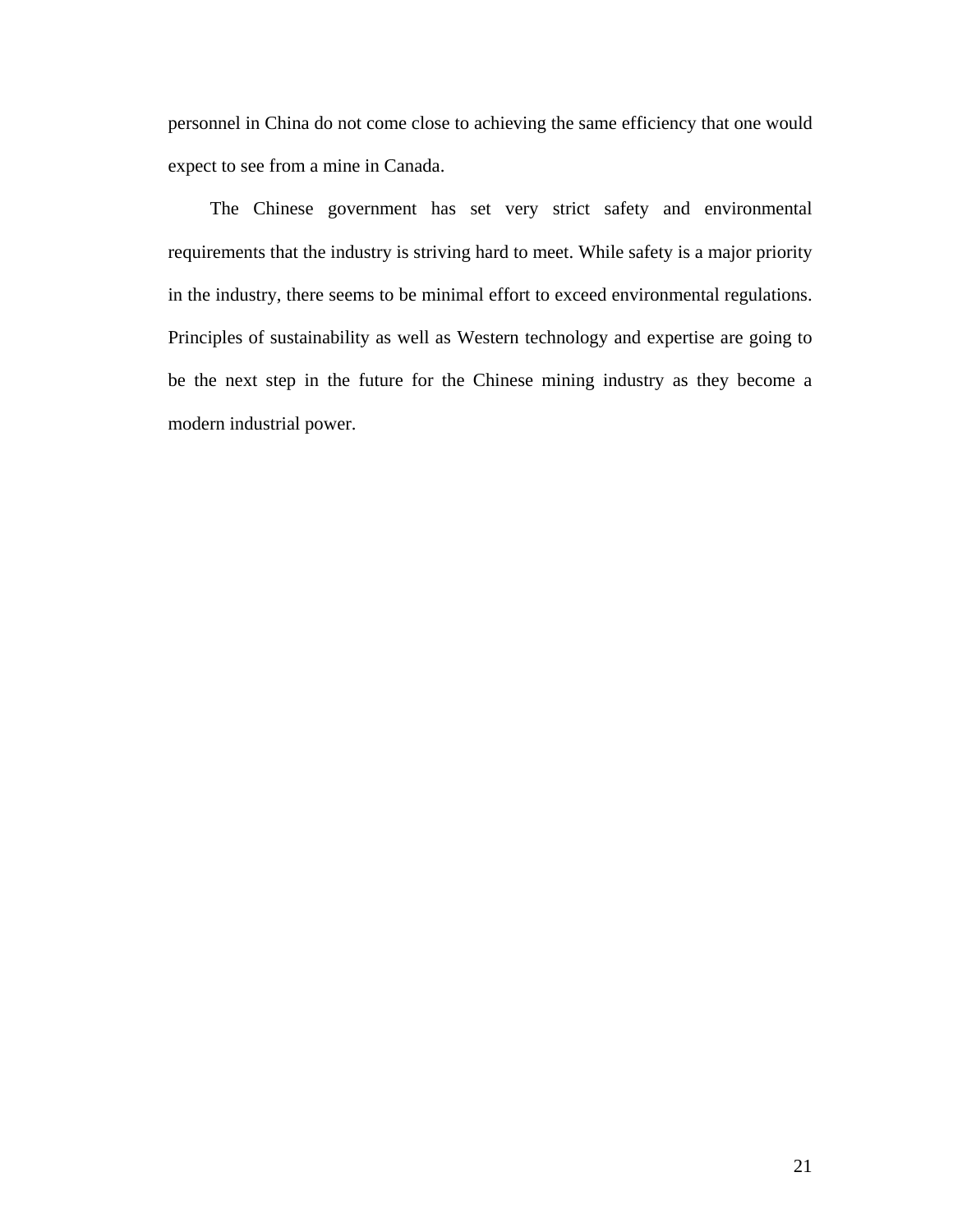personnel in China do not come close to achieving the same efficiency that one would expect to see from a mine in Canada.

The Chinese government has set very strict safety and environmental requirements that the industry is striving hard to meet. While safety is a major priority in the industry, there seems to be minimal effort to exceed environmental regulations. Principles of sustainability as well as Western technology and expertise are going to be the next step in the future for the Chinese mining industry as they become a modern industrial power.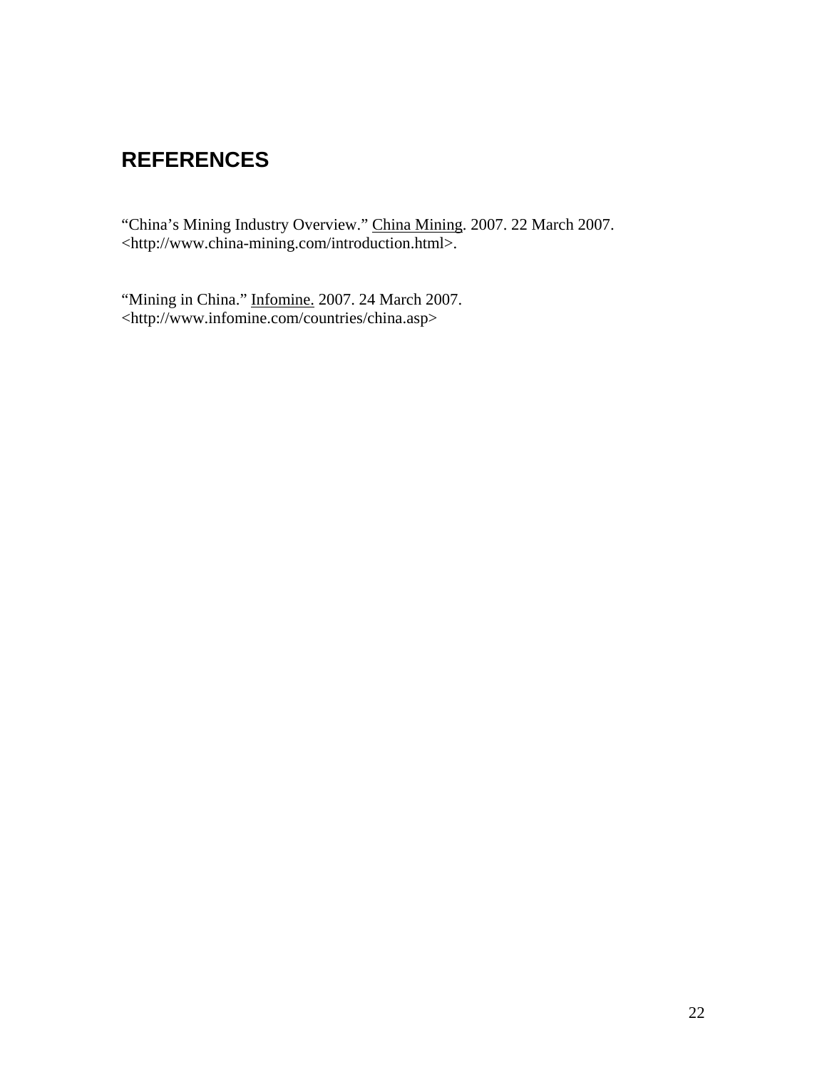# REFERENCES

"China's Mining Industry Overview." China Mining. 2007. 22 March 2007. <http://www.china-mining.com/introduction.html>.

"Mining in China." Infomine. 2007. 24 March 2007. <http://www.infomine.com/countries/china.asp>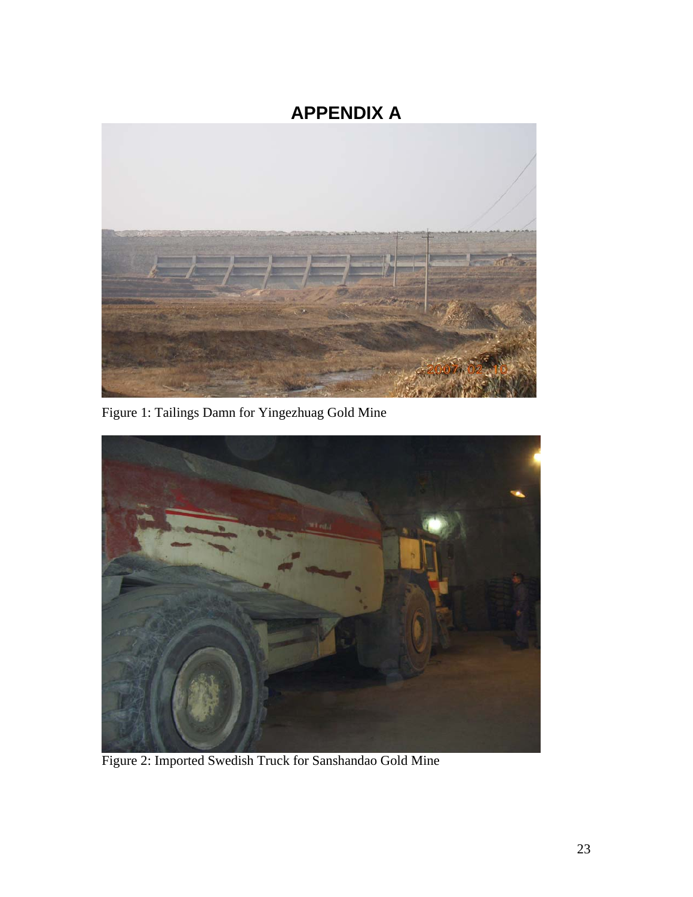# APPENDIX A

Figure 1: Tailings Damn for Yingezhuag Gold Mine

Figure 2: Imported Swedish Truck for Sanshandao Gold Mine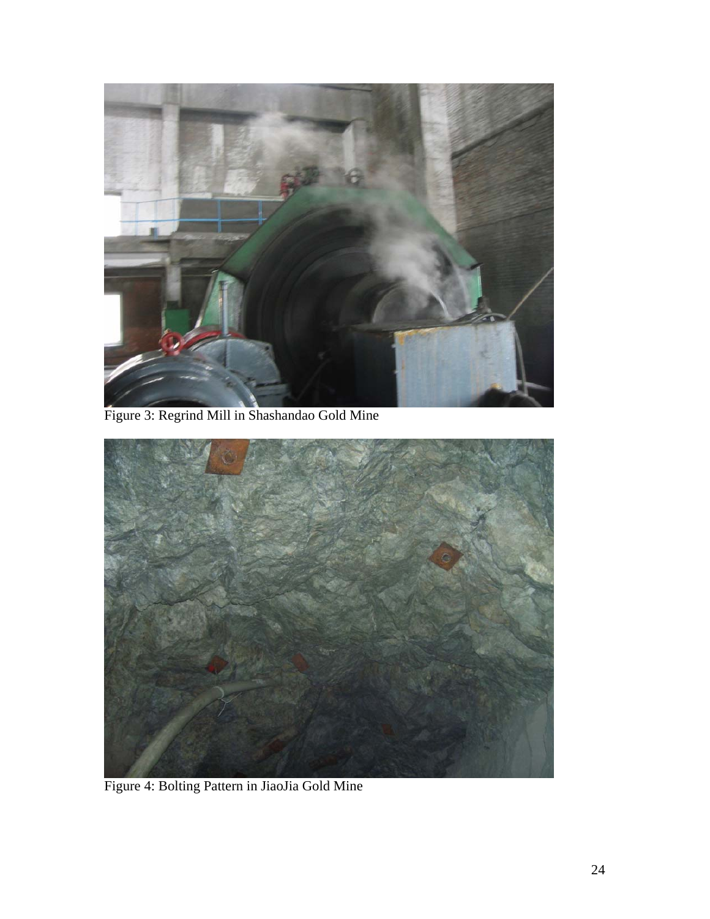Figure 3: Regrind Mill in Shashandao Gold Mine

Figure 4: Bolting Pattern in JiaoJia Gold Mine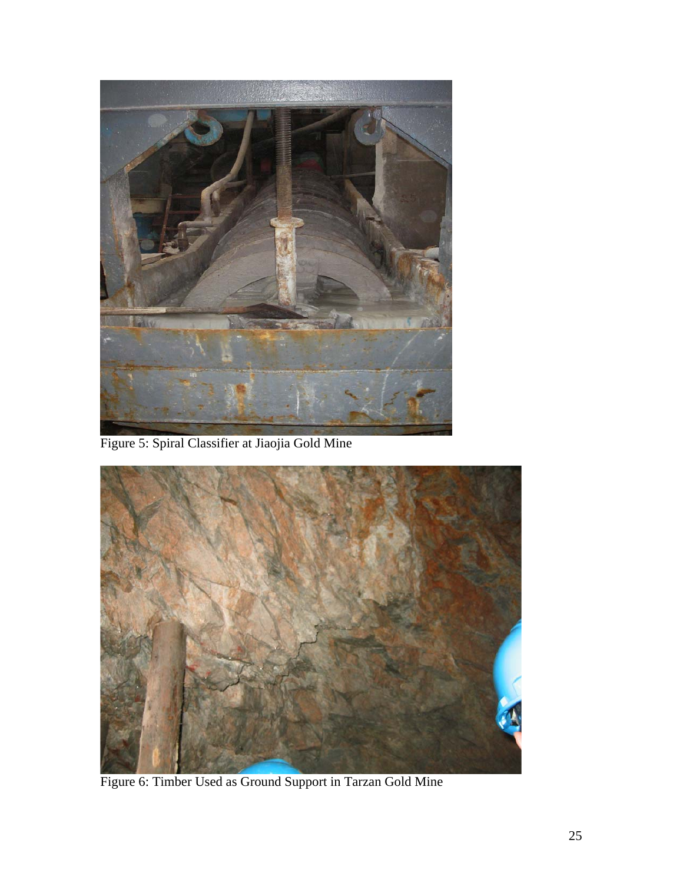Figure 5: Spiral Classifier at Jiaojia Gold Mine

Figure 6: Timber Used as Ground Support in Tarzan Gold Mine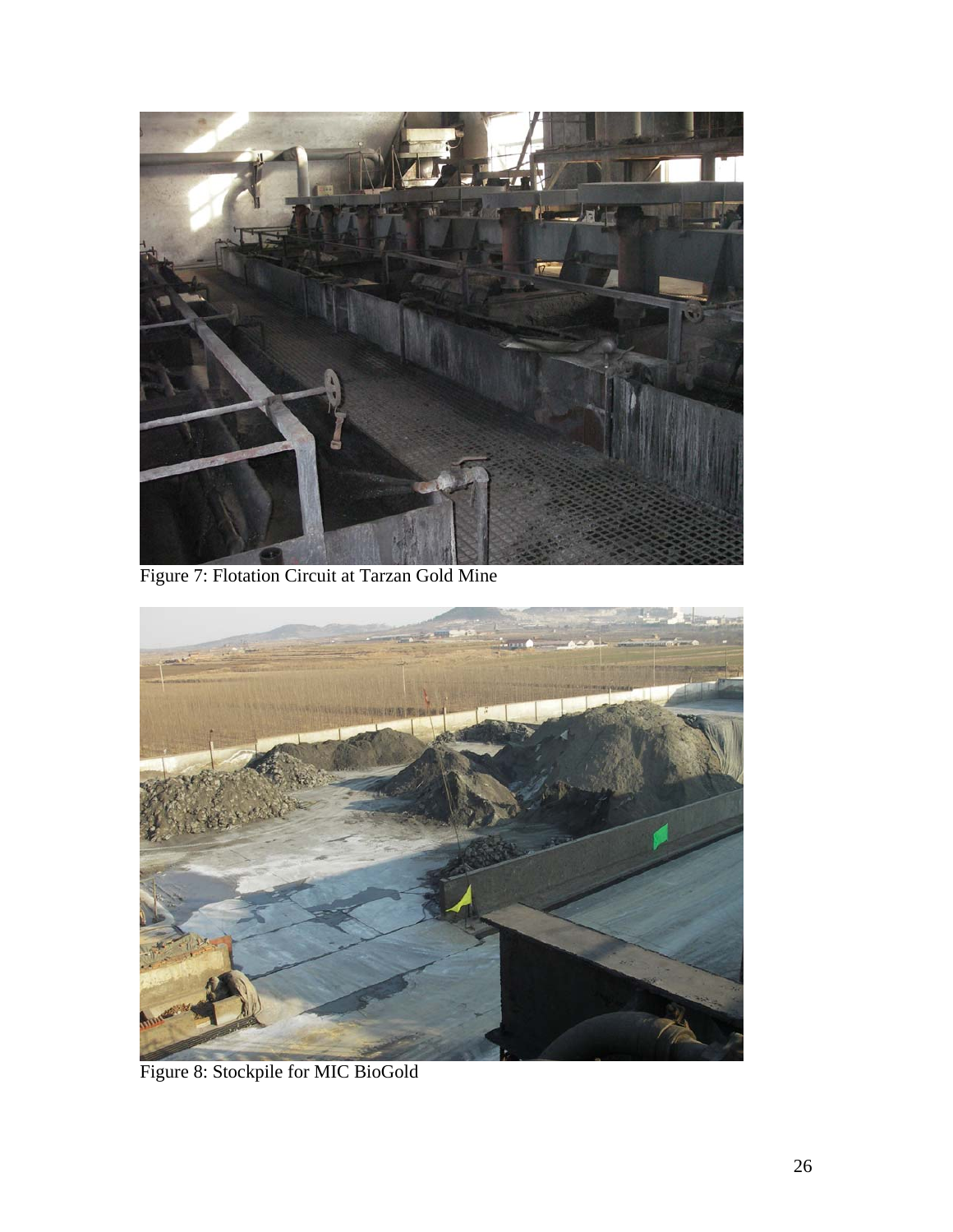Figure 7: Flotation Circuit at Tarzan Gold Mine

Figure 8: Stockpile for MIC BioGold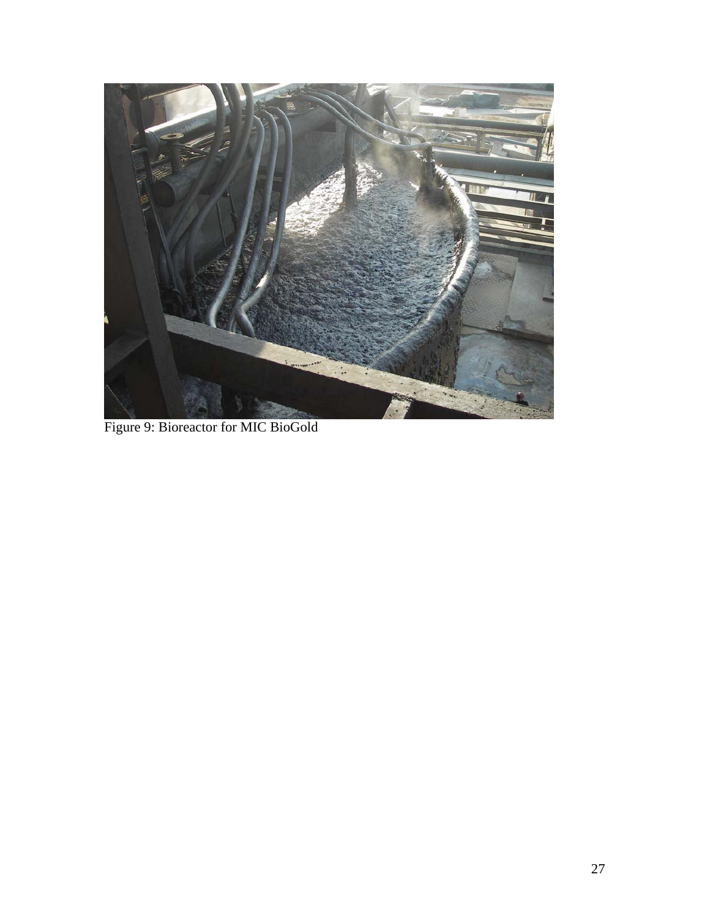Figure 9: Bioreactor for MIC BioGold